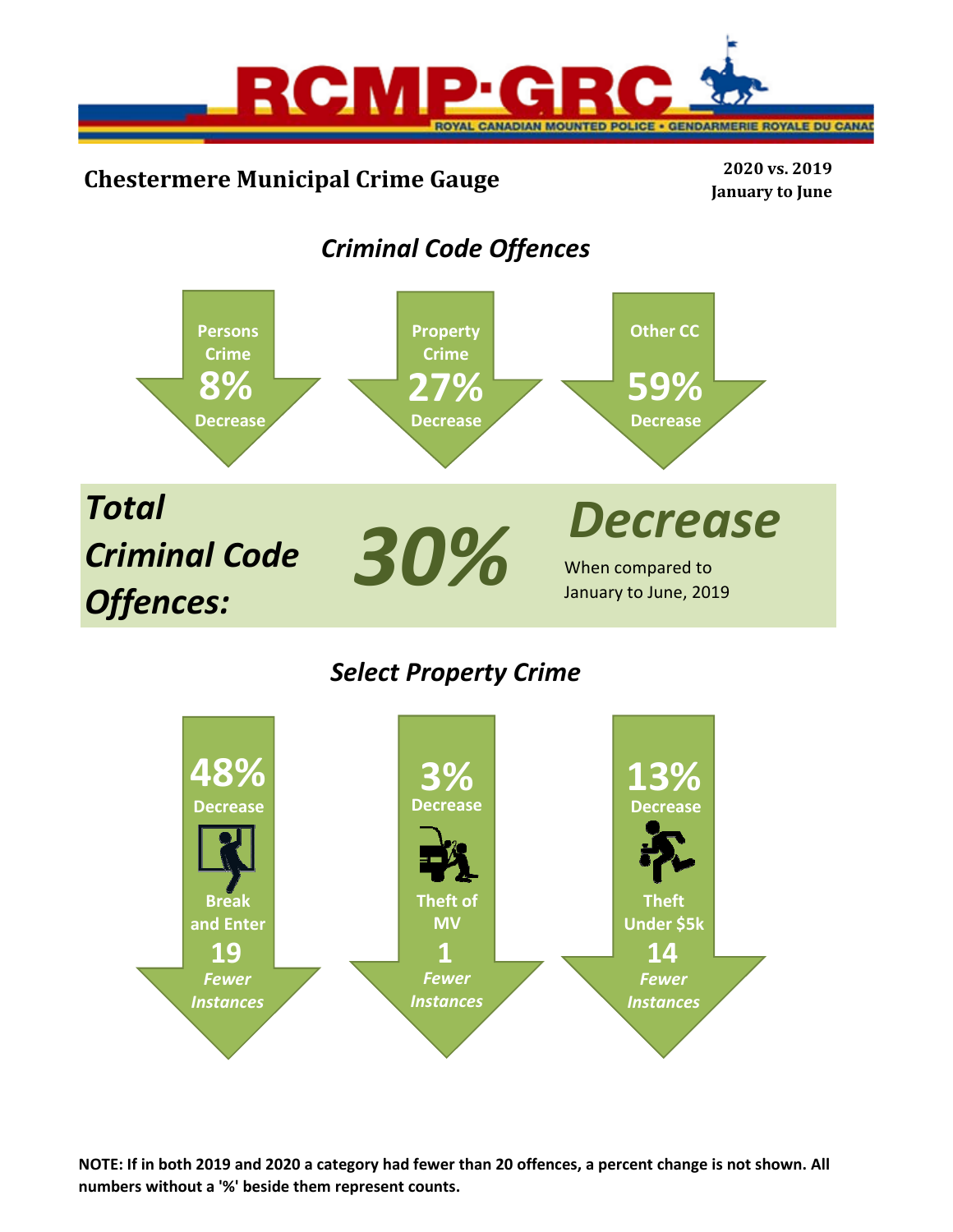RCMP·GRC

ROYAL CANADIAN MOUNTED POLICE • GENDARMERIE ROYALE DU CANADA

# Chestermere Municipal Crime Gauge

**2020 vs. 2019**
**January to June**

## *Criminal Code Offences*

**Persons Crime**
**8%**
**Decrease**

**Property Crime**
**27%**
**Decrease**

**Other CC**
**59%**
**Decrease**

***Total Criminal Code Offences:*** ***30%*** ***Decrease***

When compared to January to June, 2019

## *Select Property Crime*

**48%**
**Decrease**
**Break and Enter**
**19**
***Fewer Instances***

**3%**
**Decrease**
**Theft of MV**
**1**
***Fewer Instances***

**13%**
**Decrease**
**Theft Under $5k**
**14**
***Fewer Instances***

**NOTE: If in both 2019 and 2020 a category had fewer than 20 offences, a percent change is not shown. All numbers without a '%' beside them represent counts.**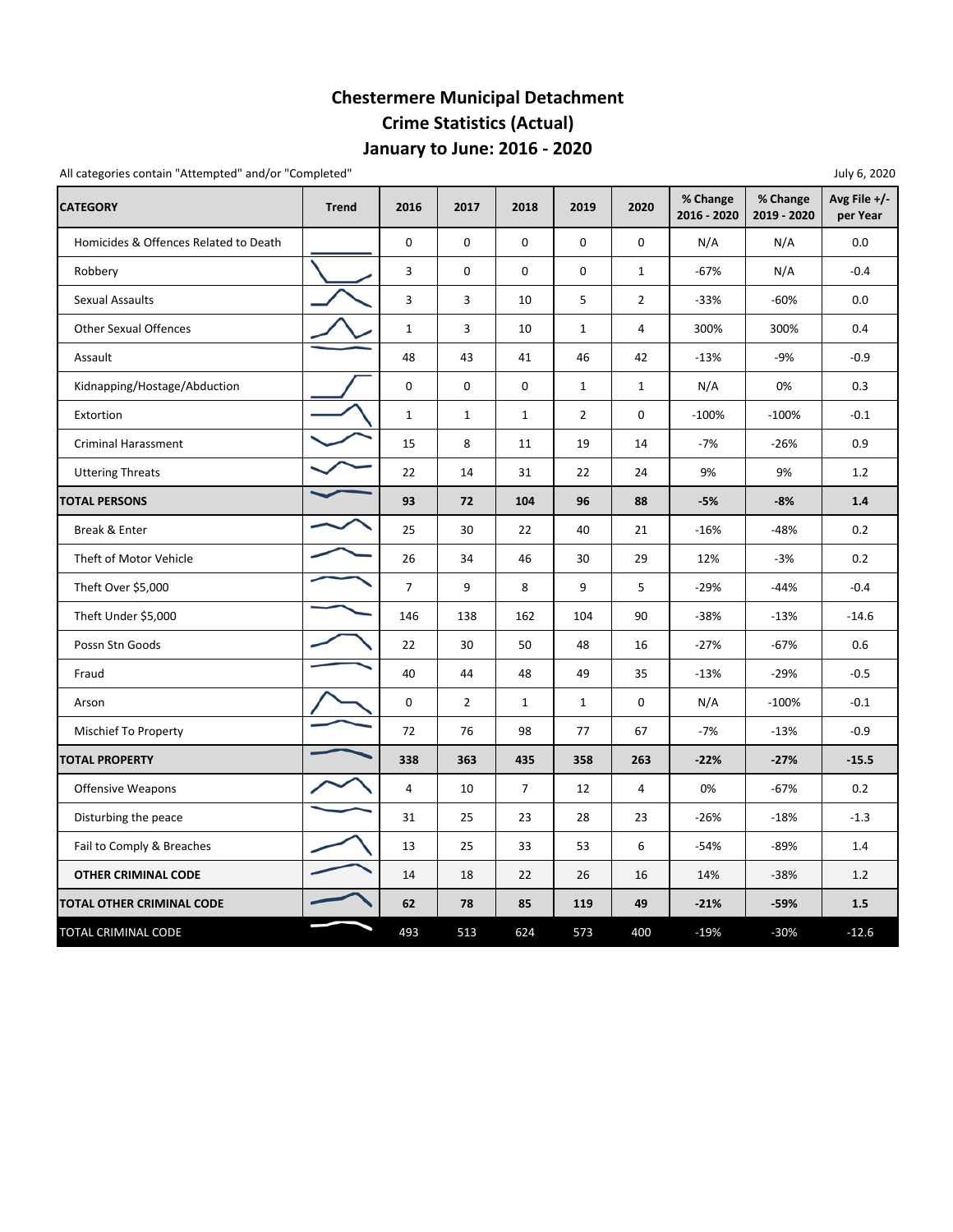# Chestermere Municipal Detachment
## Crime Statistics (Actual)
## January to June: 2016 - 2020

All categories contain "Attempted" and/or "Completed"

July 6, 2020

| CATEGORY | Trend | 2016 | 2017 | 2018 | 2019 | 2020 | % Change 2016 - 2020 | % Change 2019 - 2020 | Avg File +/- per Year |
|---|---|---|---|---|---|---|---|---|---|
| Homicides & Offences Related to Death | | 0 | 0 | 0 | 0 | 0 | N/A | N/A | 0.0 |
| Robbery | | 3 | 0 | 0 | 0 | 1 | -67% | N/A | -0.4 |
| Sexual Assaults | | 3 | 3 | 10 | 5 | 2 | -33% | -60% | 0.0 |
| Other Sexual Offences | | 1 | 3 | 10 | 1 | 4 | 300% | 300% | 0.4 |
| Assault | | 48 | 43 | 41 | 46 | 42 | -13% | -9% | -0.9 |
| Kidnapping/Hostage/Abduction | | 0 | 0 | 0 | 1 | 1 | N/A | 0% | 0.3 |
| Extortion | | 1 | 1 | 1 | 2 | 0 | -100% | -100% | -0.1 |
| Criminal Harassment | | 15 | 8 | 11 | 19 | 14 | -7% | -26% | 0.9 |
| Uttering Threats | | 22 | 14 | 31 | 22 | 24 | 9% | 9% | 1.2 |
| **TOTAL PERSONS** | | **93** | **72** | **104** | **96** | **88** | **-5%** | **-8%** | **1.4** |
| Break & Enter | | 25 | 30 | 22 | 40 | 21 | -16% | -48% | 0.2 |
| Theft of Motor Vehicle | | 26 | 34 | 46 | 30 | 29 | 12% | -3% | 0.2 |
| Theft Over $5,000 | | 7 | 9 | 8 | 9 | 5 | -29% | -44% | -0.4 |
| Theft Under $5,000 | | 146 | 138 | 162 | 104 | 90 | -38% | -13% | -14.6 |
| Possn Stn Goods | | 22 | 30 | 50 | 48 | 16 | -27% | -67% | 0.6 |
| Fraud | | 40 | 44 | 48 | 49 | 35 | -13% | -29% | -0.5 |
| Arson | | 0 | 2 | 1 | 1 | 0 | N/A | -100% | -0.1 |
| Mischief To Property | | 72 | 76 | 98 | 77 | 67 | -7% | -13% | -0.9 |
| **TOTAL PROPERTY** | | **338** | **363** | **435** | **358** | **263** | **-22%** | **-27%** | **-15.5** |
| Offensive Weapons | | 4 | 10 | 7 | 12 | 4 | 0% | -67% | 0.2 |
| Disturbing the peace | | 31 | 25 | 23 | 28 | 23 | -26% | -18% | -1.3 |
| Fail to Comply & Breaches | | 13 | 25 | 33 | 53 | 6 | -54% | -89% | 1.4 |
| **OTHER CRIMINAL CODE** | | 14 | 18 | 22 | 26 | 16 | 14% | -38% | 1.2 |
| **TOTAL OTHER CRIMINAL CODE** | | **62** | **78** | **85** | **119** | **49** | **-21%** | **-59%** | **1.5** |
| TOTAL CRIMINAL CODE | | 493 | 513 | 624 | 573 | 400 | -19% | -30% | -12.6 |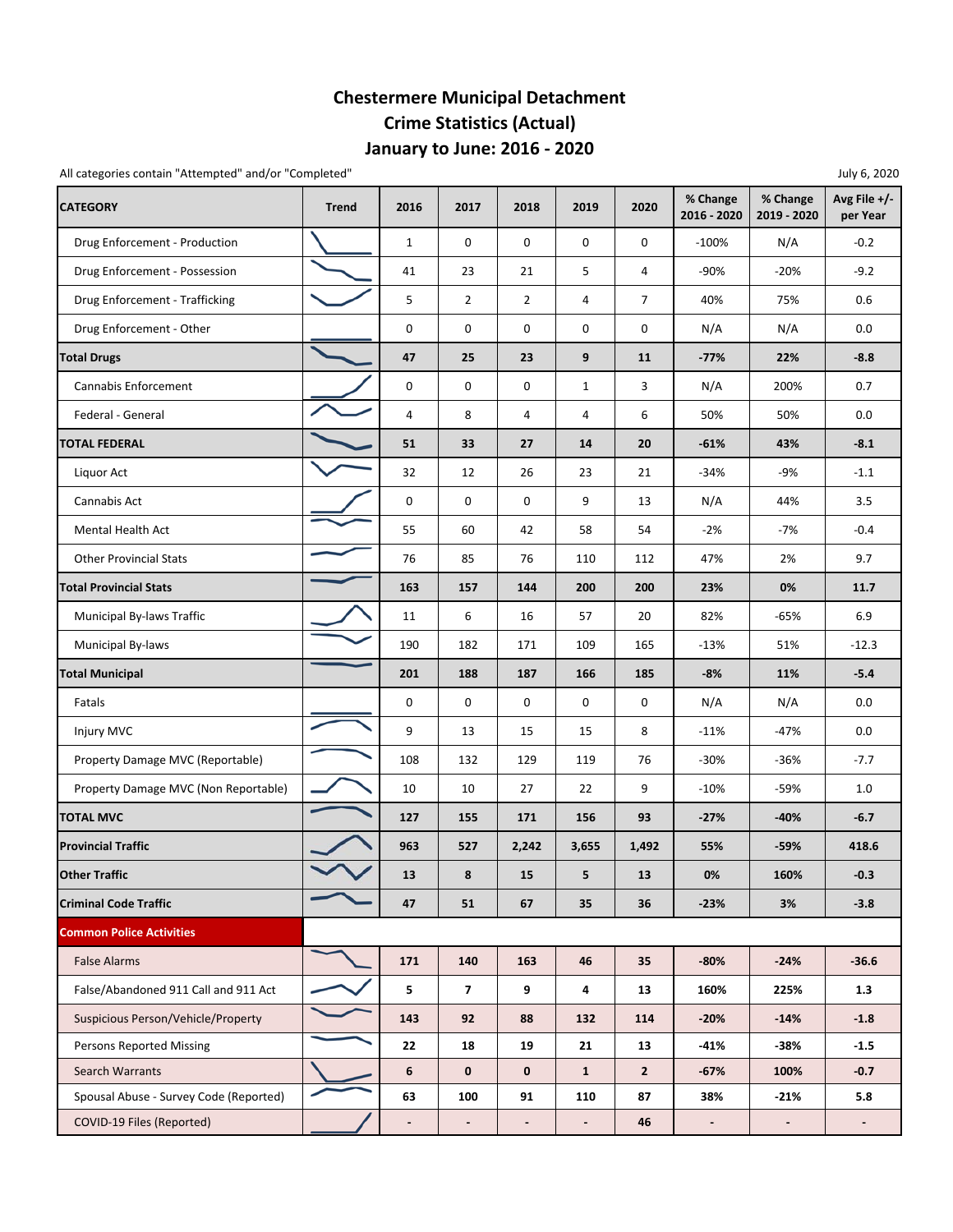# Chestermere Municipal Detachment
# Crime Statistics (Actual)
# January to June: 2016 - 2020

All categories contain "Attempted" and/or "Completed"

July 6, 2020

| CATEGORY | Trend | 2016 | 2017 | 2018 | 2019 | 2020 | % Change 2016 - 2020 | % Change 2019 - 2020 | Avg File +/- per Year |
|---|---|---|---|---|---|---|---|---|---|
| Drug Enforcement - Production | | 1 | 0 | 0 | 0 | 0 | -100% | N/A | -0.2 |
| Drug Enforcement - Possession | | 41 | 23 | 21 | 5 | 4 | -90% | -20% | -9.2 |
| Drug Enforcement - Trafficking | | 5 | 2 | 2 | 4 | 7 | 40% | 75% | 0.6 |
| Drug Enforcement - Other | | 0 | 0 | 0 | 0 | 0 | N/A | N/A | 0.0 |
| **Total Drugs** | | **47** | **25** | **23** | **9** | **11** | **-77%** | **22%** | **-8.8** |
| Cannabis Enforcement | | 0 | 0 | 0 | 1 | 3 | N/A | 200% | 0.7 |
| Federal - General | | 4 | 8 | 4 | 4 | 6 | 50% | 50% | 0.0 |
| **TOTAL FEDERAL** | | **51** | **33** | **27** | **14** | **20** | **-61%** | **43%** | **-8.1** |
| Liquor Act | | 32 | 12 | 26 | 23 | 21 | -34% | -9% | -1.1 |
| Cannabis Act | | 0 | 0 | 0 | 9 | 13 | N/A | 44% | 3.5 |
| Mental Health Act | | 55 | 60 | 42 | 58 | 54 | -2% | -7% | -0.4 |
| Other Provincial Stats | | 76 | 85 | 76 | 110 | 112 | 47% | 2% | 9.7 |
| **Total Provincial Stats** | | **163** | **157** | **144** | **200** | **200** | **23%** | **0%** | **11.7** |
| Municipal By-laws Traffic | | 11 | 6 | 16 | 57 | 20 | 82% | -65% | 6.9 |
| Municipal By-laws | | 190 | 182 | 171 | 109 | 165 | -13% | 51% | -12.3 |
| **Total Municipal** | | **201** | **188** | **187** | **166** | **185** | **-8%** | **11%** | **-5.4** |
| Fatals | | 0 | 0 | 0 | 0 | 0 | N/A | N/A | 0.0 |
| Injury MVC | | 9 | 13 | 15 | 15 | 8 | -11% | -47% | 0.0 |
| Property Damage MVC (Reportable) | | 108 | 132 | 129 | 119 | 76 | -30% | -36% | -7.7 |
| Property Damage MVC (Non Reportable) | | 10 | 10 | 27 | 22 | 9 | -10% | -59% | 1.0 |
| **TOTAL MVC** | | **127** | **155** | **171** | **156** | **93** | **-27%** | **-40%** | **-6.7** |
| **Provincial Traffic** | | **963** | **527** | **2,242** | **3,655** | **1,492** | **55%** | **-59%** | **418.6** |
| **Other Traffic** | | **13** | **8** | **15** | **5** | **13** | **0%** | **160%** | **-0.3** |
| **Criminal Code Traffic** | | **47** | **51** | **67** | **35** | **36** | **-23%** | **3%** | **-3.8** |
| **Common Police Activities** | | | | | | | | | |
| False Alarms | | **171** | **140** | **163** | **46** | **35** | **-80%** | **-24%** | **-36.6** |
| False/Abandoned 911 Call and 911 Act | | **5** | **7** | **9** | **4** | **13** | **160%** | **225%** | **1.3** |
| Suspicious Person/Vehicle/Property | | **143** | **92** | **88** | **132** | **114** | **-20%** | **-14%** | **-1.8** |
| Persons Reported Missing | | **22** | **18** | **19** | **21** | **13** | **-41%** | **-38%** | **-1.5** |
| Search Warrants | | **6** | **0** | **0** | **1** | **2** | **-67%** | **100%** | **-0.7** |
| Spousal Abuse - Survey Code (Reported) | | **63** | **100** | **91** | **110** | **87** | **38%** | **-21%** | **5.8** |
| COVID-19 Files (Reported) | | **-** | **-** | **-** | **-** | **46** | **-** | **-** | **-** |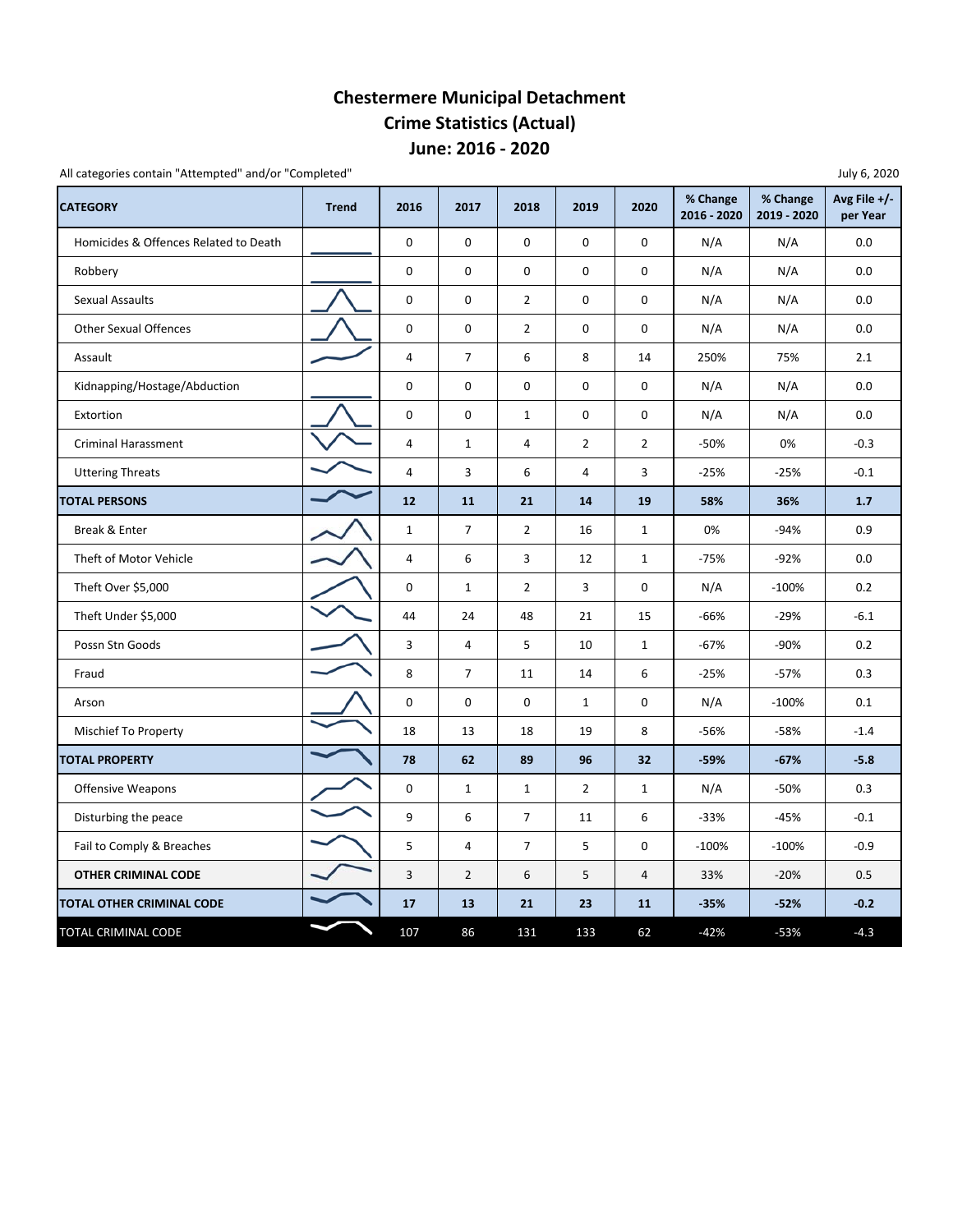# Chestermere Municipal Detachment
# Crime Statistics (Actual)
# June: 2016 - 2020

All categories contain "Attempted" and/or "Completed"

July 6, 2020

| CATEGORY | Trend | 2016 | 2017 | 2018 | 2019 | 2020 | % Change 2016 - 2020 | % Change 2019 - 2020 | Avg File +/- per Year |
|---|---|---|---|---|---|---|---|---|---|
| Homicides & Offences Related to Death | | 0 | 0 | 0 | 0 | 0 | N/A | N/A | 0.0 |
| Robbery | | 0 | 0 | 0 | 0 | 0 | N/A | N/A | 0.0 |
| Sexual Assaults | | 0 | 0 | 2 | 0 | 0 | N/A | N/A | 0.0 |
| Other Sexual Offences | | 0 | 0 | 2 | 0 | 0 | N/A | N/A | 0.0 |
| Assault | | 4 | 7 | 6 | 8 | 14 | 250% | 75% | 2.1 |
| Kidnapping/Hostage/Abduction | | 0 | 0 | 0 | 0 | 0 | N/A | N/A | 0.0 |
| Extortion | | 0 | 0 | 1 | 0 | 0 | N/A | N/A | 0.0 |
| Criminal Harassment | | 4 | 1 | 4 | 2 | 2 | -50% | 0% | -0.3 |
| Uttering Threats | | 4 | 3 | 6 | 4 | 3 | -25% | -25% | -0.1 |
| **TOTAL PERSONS** | | **12** | **11** | **21** | **14** | **19** | **58%** | **36%** | **1.7** |
| Break & Enter | | 1 | 7 | 2 | 16 | 1 | 0% | -94% | 0.9 |
| Theft of Motor Vehicle | | 4 | 6 | 3 | 12 | 1 | -75% | -92% | 0.0 |
| Theft Over $5,000 | | 0 | 1 | 2 | 3 | 0 | N/A | -100% | 0.2 |
| Theft Under $5,000 | | 44 | 24 | 48 | 21 | 15 | -66% | -29% | -6.1 |
| Possn Stn Goods | | 3 | 4 | 5 | 10 | 1 | -67% | -90% | 0.2 |
| Fraud | | 8 | 7 | 11 | 14 | 6 | -25% | -57% | 0.3 |
| Arson | | 0 | 0 | 0 | 1 | 0 | N/A | -100% | 0.1 |
| Mischief To Property | | 18 | 13 | 18 | 19 | 8 | -56% | -58% | -1.4 |
| **TOTAL PROPERTY** | | **78** | **62** | **89** | **96** | **32** | **-59%** | **-67%** | **-5.8** |
| Offensive Weapons | | 0 | 1 | 1 | 2 | 1 | N/A | -50% | 0.3 |
| Disturbing the peace | | 9 | 6 | 7 | 11 | 6 | -33% | -45% | -0.1 |
| Fail to Comply & Breaches | | 5 | 4 | 7 | 5 | 0 | -100% | -100% | -0.9 |
| **OTHER CRIMINAL CODE** | | 3 | 2 | 6 | 5 | 4 | 33% | -20% | 0.5 |
| **TOTAL OTHER CRIMINAL CODE** | | **17** | **13** | **21** | **23** | **11** | **-35%** | **-52%** | **-0.2** |
| TOTAL CRIMINAL CODE | | 107 | 86 | 131 | 133 | 62 | -42% | -53% | -4.3 |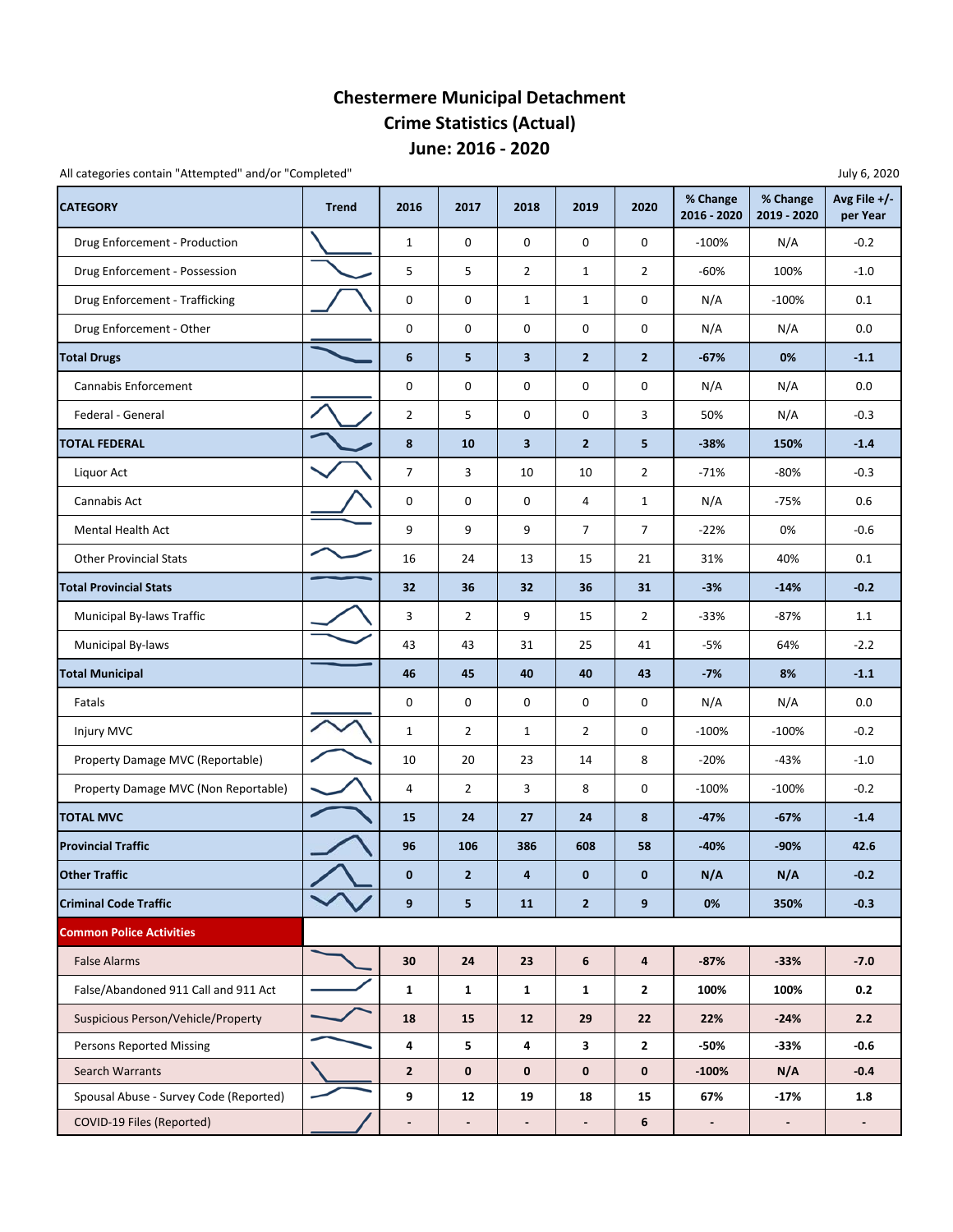# Chestermere Municipal Detachment
# Crime Statistics (Actual)
# June: 2016 - 2020

All categories contain "Attempted" and/or "Completed"

July 6, 2020

| CATEGORY | Trend | 2016 | 2017 | 2018 | 2019 | 2020 | % Change 2016 - 2020 | % Change 2019 - 2020 | Avg File +/- per Year |
|---|---|---|---|---|---|---|---|---|---|
| Drug Enforcement - Production | | 1 | 0 | 0 | 0 | 0 | -100% | N/A | -0.2 |
| Drug Enforcement - Possession | | 5 | 5 | 2 | 1 | 2 | -60% | 100% | -1.0 |
| Drug Enforcement - Trafficking | | 0 | 0 | 1 | 1 | 0 | N/A | -100% | 0.1 |
| Drug Enforcement - Other | | 0 | 0 | 0 | 0 | 0 | N/A | N/A | 0.0 |
| **Total Drugs** | | **6** | **5** | **3** | **2** | **2** | **-67%** | **0%** | **-1.1** |
| Cannabis Enforcement | | 0 | 0 | 0 | 0 | 0 | N/A | N/A | 0.0 |
| Federal - General | | 2 | 5 | 0 | 0 | 3 | 50% | N/A | -0.3 |
| **TOTAL FEDERAL** | | **8** | **10** | **3** | **2** | **5** | **-38%** | **150%** | **-1.4** |
| Liquor Act | | 7 | 3 | 10 | 10 | 2 | -71% | -80% | -0.3 |
| Cannabis Act | | 0 | 0 | 0 | 4 | 1 | N/A | -75% | 0.6 |
| Mental Health Act | | 9 | 9 | 9 | 7 | 7 | -22% | 0% | -0.6 |
| Other Provincial Stats | | 16 | 24 | 13 | 15 | 21 | 31% | 40% | 0.1 |
| **Total Provincial Stats** | | **32** | **36** | **32** | **36** | **31** | **-3%** | **-14%** | **-0.2** |
| Municipal By-laws Traffic | | 3 | 2 | 9 | 15 | 2 | -33% | -87% | 1.1 |
| Municipal By-laws | | 43 | 43 | 31 | 25 | 41 | -5% | 64% | -2.2 |
| **Total Municipal** | | **46** | **45** | **40** | **40** | **43** | **-7%** | **8%** | **-1.1** |
| Fatals | | 0 | 0 | 0 | 0 | 0 | N/A | N/A | 0.0 |
| Injury MVC | | 1 | 2 | 1 | 2 | 0 | -100% | -100% | -0.2 |
| Property Damage MVC (Reportable) | | 10 | 20 | 23 | 14 | 8 | -20% | -43% | -1.0 |
| Property Damage MVC (Non Reportable) | | 4 | 2 | 3 | 8 | 0 | -100% | -100% | -0.2 |
| **TOTAL MVC** | | **15** | **24** | **27** | **24** | **8** | **-47%** | **-67%** | **-1.4** |
| **Provincial Traffic** | | **96** | **106** | **386** | **608** | **58** | **-40%** | **-90%** | **42.6** |
| **Other Traffic** | | **0** | **2** | **4** | **0** | **0** | **N/A** | **N/A** | **-0.2** |
| **Criminal Code Traffic** | | **9** | **5** | **11** | **2** | **9** | **0%** | **350%** | **-0.3** |
| **Common Police Activities** | | | | | | | | | |
| False Alarms | | **30** | **24** | **23** | **6** | **4** | **-87%** | **-33%** | **-7.0** |
| False/Abandoned 911 Call and 911 Act | | **1** | **1** | **1** | **1** | **2** | **100%** | **100%** | **0.2** |
| Suspicious Person/Vehicle/Property | | **18** | **15** | **12** | **29** | **22** | **22%** | **-24%** | **2.2** |
| Persons Reported Missing | | **4** | **5** | **4** | **3** | **2** | **-50%** | **-33%** | **-0.6** |
| Search Warrants | | **2** | **0** | **0** | **0** | **0** | **-100%** | **N/A** | **-0.4** |
| Spousal Abuse - Survey Code (Reported) | | **9** | **12** | **19** | **18** | **15** | **67%** | **-17%** | **1.8** |
| COVID-19 Files (Reported) | | **-** | **-** | **-** | **-** | **6** | **-** | **-** | **-** |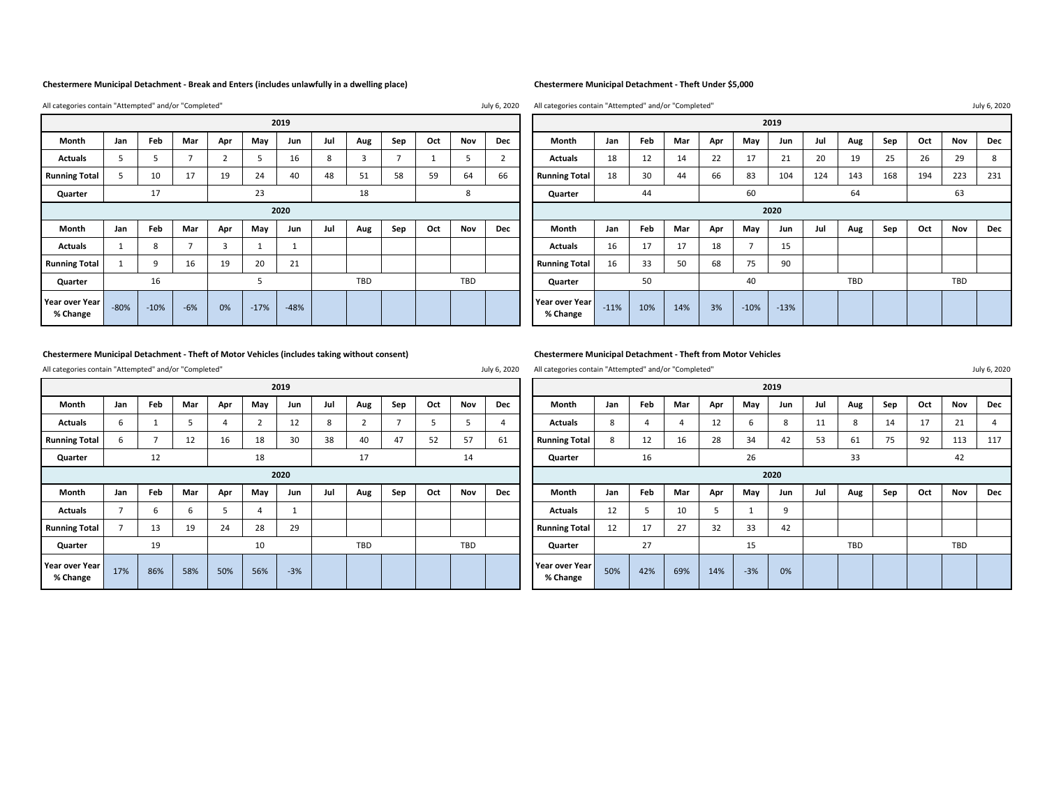### Chestermere Municipal Detachment - Break and Enters (includes unlawfully in a dwelling place)

All categories contain "Attempted" and/or "Completed"

July 6, 2020

| 2019 | | | | | | | | | | | | |
|---|---|---|---|---|---|---|---|---|---|---|---|---|
| Month | Jan | Feb | Mar | Apr | May | Jun | Jul | Aug | Sep | Oct | Nov | Dec |
| Actuals | 5 | 5 | 7 | 2 | 5 | 16 | 8 | 3 | 7 | 1 | 5 | 2 |
| Running Total | 5 | 10 | 17 | 19 | 24 | 40 | 48 | 51 | 58 | 59 | 64 | 66 |
| Quarter | | 17 | | | 23 | | | 18 | | | 8 | |
| **2020** | | | | | | | | | | | | |
| Month | Jan | Feb | Mar | Apr | May | Jun | Jul | Aug | Sep | Oct | Nov | Dec |
| Actuals | 1 | 8 | 7 | 3 | 1 | 1 | | | | | | |
| Running Total | 1 | 9 | 16 | 19 | 20 | 21 | | | | | | |
| Quarter | | 16 | | | 5 | | | TBD | | | TBD | |
| Year over Year % Change | -80% | -10% | -6% | 0% | -17% | -48% | | | | | | |

### Chestermere Municipal Detachment - Theft Under $5,000

All categories contain "Attempted" and/or "Completed"

July 6, 2020

| 2019 | | | | | | | | | | | | |
|---|---|---|---|---|---|---|---|---|---|---|---|---|
| Month | Jan | Feb | Mar | Apr | May | Jun | Jul | Aug | Sep | Oct | Nov | Dec |
| Actuals | 18 | 12 | 14 | 22 | 17 | 21 | 20 | 19 | 25 | 26 | 29 | 8 |
| Running Total | 18 | 30 | 44 | 66 | 83 | 104 | 124 | 143 | 168 | 194 | 223 | 231 |
| Quarter | | 44 | | | 60 | | | 64 | | | 63 | |
| **2020** | | | | | | | | | | | | |
| Month | Jan | Feb | Mar | Apr | May | Jun | Jul | Aug | Sep | Oct | Nov | Dec |
| Actuals | 16 | 17 | 17 | 18 | 7 | 15 | | | | | | |
| Running Total | 16 | 33 | 50 | 68 | 75 | 90 | | | | | | |
| Quarter | | 50 | | | 40 | | | TBD | | | TBD | |
| Year over Year % Change | -11% | 10% | 14% | 3% | -10% | -13% | | | | | | |

### Chestermere Municipal Detachment - Theft of Motor Vehicles (includes taking without consent)

All categories contain "Attempted" and/or "Completed"

July 6, 2020

| 2019 | | | | | | | | | | | | |
|---|---|---|---|---|---|---|---|---|---|---|---|---|
| Month | Jan | Feb | Mar | Apr | May | Jun | Jul | Aug | Sep | Oct | Nov | Dec |
| Actuals | 6 | 1 | 5 | 4 | 2 | 12 | 8 | 2 | 7 | 5 | 5 | 4 |
| Running Total | 6 | 7 | 12 | 16 | 18 | 30 | 38 | 40 | 47 | 52 | 57 | 61 |
| Quarter | | 12 | | | 18 | | | 17 | | | 14 | |
| **2020** | | | | | | | | | | | | |
| Month | Jan | Feb | Mar | Apr | May | Jun | Jul | Aug | Sep | Oct | Nov | Dec |
| Actuals | 7 | 6 | 6 | 5 | 4 | 1 | | | | | | |
| Running Total | 7 | 13 | 19 | 24 | 28 | 29 | | | | | | |
| Quarter | | 19 | | | 10 | | | TBD | | | TBD | |
| Year over Year % Change | 17% | 86% | 58% | 50% | 56% | -3% | | | | | | |

### Chestermere Municipal Detachment - Theft from Motor Vehicles

All categories contain "Attempted" and/or "Completed"

July 6, 2020

| 2019 | | | | | | | | | | | | |
|---|---|---|---|---|---|---|---|---|---|---|---|---|
| Month | Jan | Feb | Mar | Apr | May | Jun | Jul | Aug | Sep | Oct | Nov | Dec |
| Actuals | 8 | 4 | 4 | 12 | 6 | 8 | 11 | 8 | 14 | 17 | 21 | 4 |
| Running Total | 8 | 12 | 16 | 28 | 34 | 42 | 53 | 61 | 75 | 92 | 113 | 117 |
| Quarter | | 16 | | | 26 | | | 33 | | | 42 | |
| **2020** | | | | | | | | | | | | |
| Month | Jan | Feb | Mar | Apr | May | Jun | Jul | Aug | Sep | Oct | Nov | Dec |
| Actuals | 12 | 5 | 10 | 5 | 1 | 9 | | | | | | |
| Running Total | 12 | 17 | 27 | 32 | 33 | 42 | | | | | | |
| Quarter | | 27 | | | 15 | | | TBD | | | TBD | |
| Year over Year % Change | 50% | 42% | 69% | 14% | -3% | 0% | | | | | | |